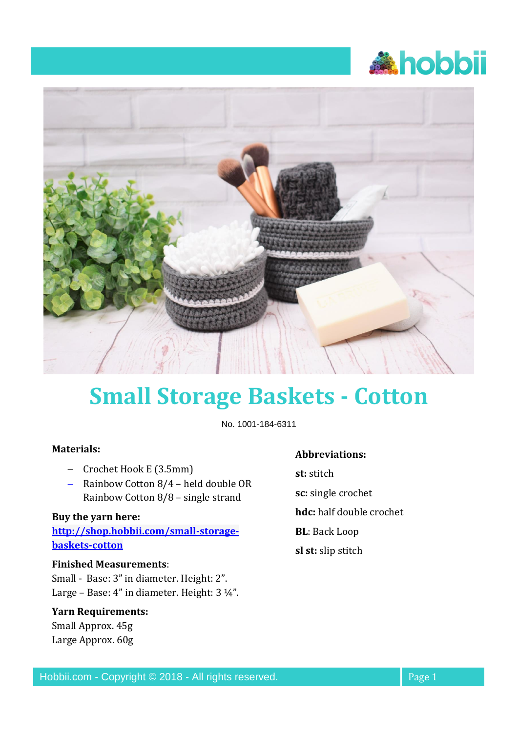# Small Storage Baskets - Cotton

No. 1001-184-6311

**Materials:**

- Crochet Hook E (3.5mm)
- Rainbow Cotton 8/4 – held double OR Rainbow Cotton 8/8 – single strand

**Buy the yarn here:**
[http://shop.hobbii.com/small-storage-baskets-cotton](http://shop.hobbii.com/small-storage-baskets-cotton)

**Finished Measurements**:
Small - Base: 3" in diameter. Height: 2".
Large – Base: 4" in diameter. Height: 3 ¼".

**Yarn Requirements:**
Small Approx. 45g
Large Approx. 60g

**Abbreviations:**

**st:** stitch

**sc:** single crochet

**hdc:** half double crochet

**BL**: Back Loop

**sl st:** slip stitch

Hobbii.com - Copyright © 2018 - All rights reserved.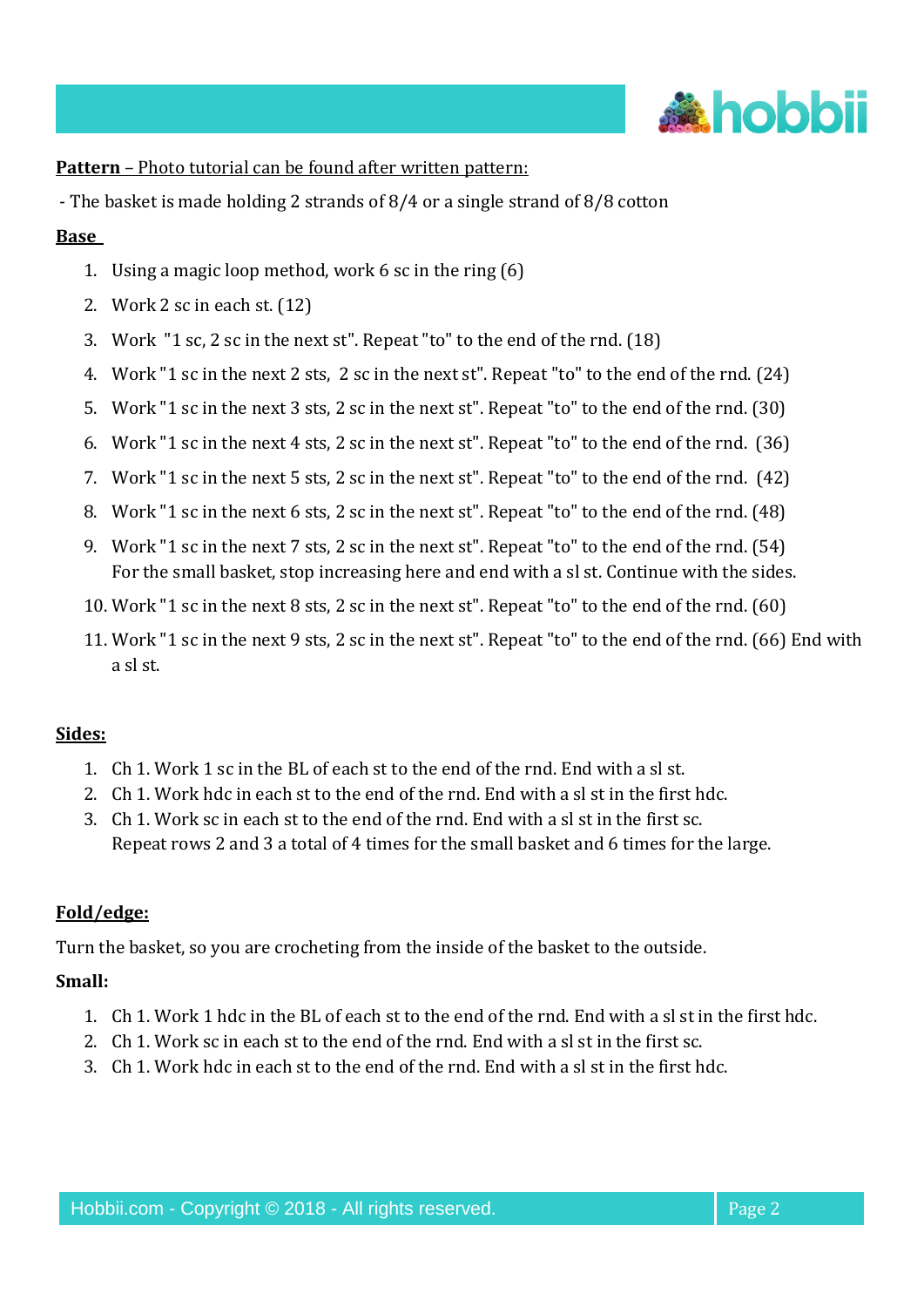**Pattern** – Photo tutorial can be found after written pattern:

- The basket is made holding 2 strands of 8/4 or a single strand of 8/8 cotton

**Base**

1. Using a magic loop method, work 6 sc in the ring (6)
2. Work 2 sc in each st. (12)
3. Work "1 sc, 2 sc in the next st". Repeat "to" to the end of the rnd. (18)
4. Work "1 sc in the next 2 sts, 2 sc in the next st". Repeat "to" to the end of the rnd. (24)
5. Work "1 sc in the next 3 sts, 2 sc in the next st". Repeat "to" to the end of the rnd. (30)
6. Work "1 sc in the next 4 sts, 2 sc in the next st". Repeat "to" to the end of the rnd. (36)
7. Work "1 sc in the next 5 sts, 2 sc in the next st". Repeat "to" to the end of the rnd. (42)
8. Work "1 sc in the next 6 sts, 2 sc in the next st". Repeat "to" to the end of the rnd. (48)
9. Work "1 sc in the next 7 sts, 2 sc in the next st". Repeat "to" to the end of the rnd. (54)
   For the small basket, stop increasing here and end with a sl st. Continue with the sides.
10. Work "1 sc in the next 8 sts, 2 sc in the next st". Repeat "to" to the end of the rnd. (60)
11. Work "1 sc in the next 9 sts, 2 sc in the next st". Repeat "to" to the end of the rnd. (66) End with a sl st.

**Sides:**

1. Ch 1. Work 1 sc in the BL of each st to the end of the rnd. End with a sl st.
2. Ch 1. Work hdc in each st to the end of the rnd. End with a sl st in the first hdc.
3. Ch 1. Work sc in each st to the end of the rnd. End with a sl st in the first sc.
   Repeat rows 2 and 3 a total of 4 times for the small basket and 6 times for the large.

**Fold/edge:**

Turn the basket, so you are crocheting from the inside of the basket to the outside.

**Small:**

1. Ch 1. Work 1 hdc in the BL of each st to the end of the rnd. End with a sl st in the first hdc.
2. Ch 1. Work sc in each st to the end of the rnd. End with a sl st in the first sc.
3. Ch 1. Work hdc in each st to the end of the rnd. End with a sl st in the first hdc.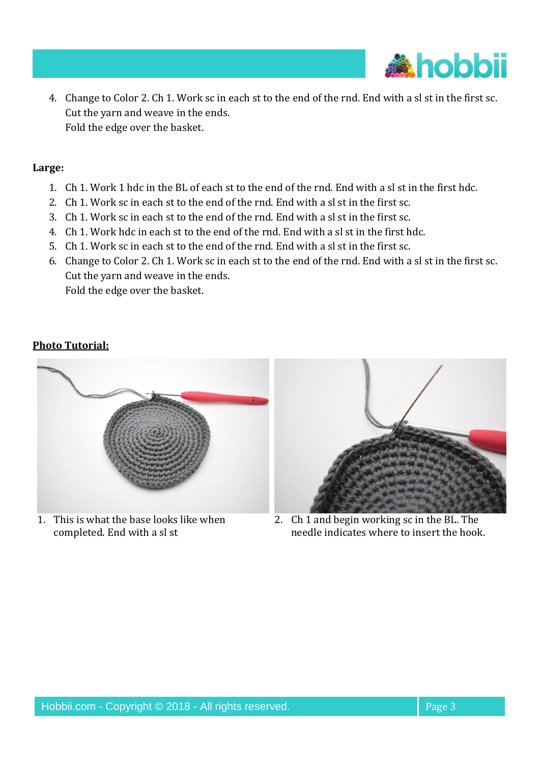4. Change to Color 2. Ch 1. Work sc in each st to the end of the rnd. End with a sl st in the first sc. Cut the yarn and weave in the ends.
   Fold the edge over the basket.

**Large:**

1. Ch 1. Work 1 hdc in the BL of each st to the end of the rnd. End with a sl st in the first hdc.
2. Ch 1. Work sc in each st to the end of the rnd. End with a sl st in the first sc.
3. Ch 1. Work sc in each st to the end of the rnd. End with a sl st in the first sc.
4. Ch 1. Work hdc in each st to the end of the rnd. End with a sl st in the first hdc.
5. Ch 1. Work sc in each st to the end of the rnd. End with a sl st in the first sc.
6. Change to Color 2. Ch 1. Work sc in each st to the end of the rnd. End with a sl st in the first sc. Cut the yarn and weave in the ends.
   Fold the edge over the basket.

**Photo Tutorial:**

1. This is what the base looks like when completed. End with a sl st

2. Ch 1 and begin working sc in the BL. The needle indicates where to insert the hook.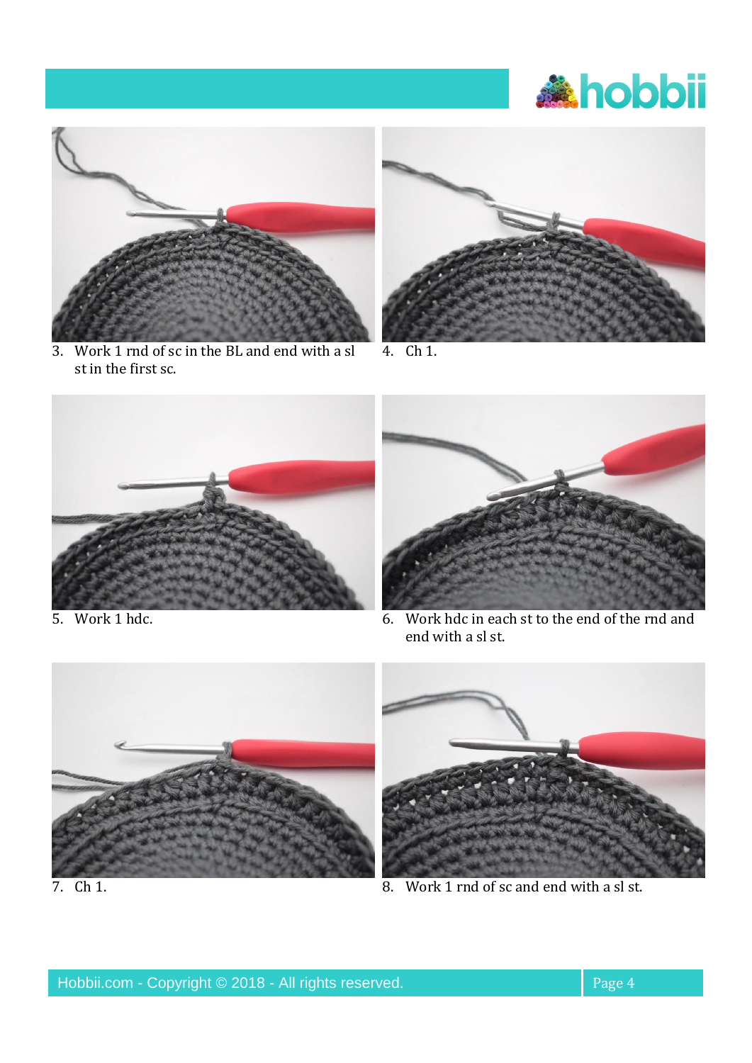3. Work 1 rnd of sc in the BL and end with a sl st in the first sc.

4. Ch 1.

5. Work 1 hdc.

6. Work hdc in each st to the end of the rnd and end with a sl st.

7. Ch 1.

8. Work 1 rnd of sc and end with a sl st.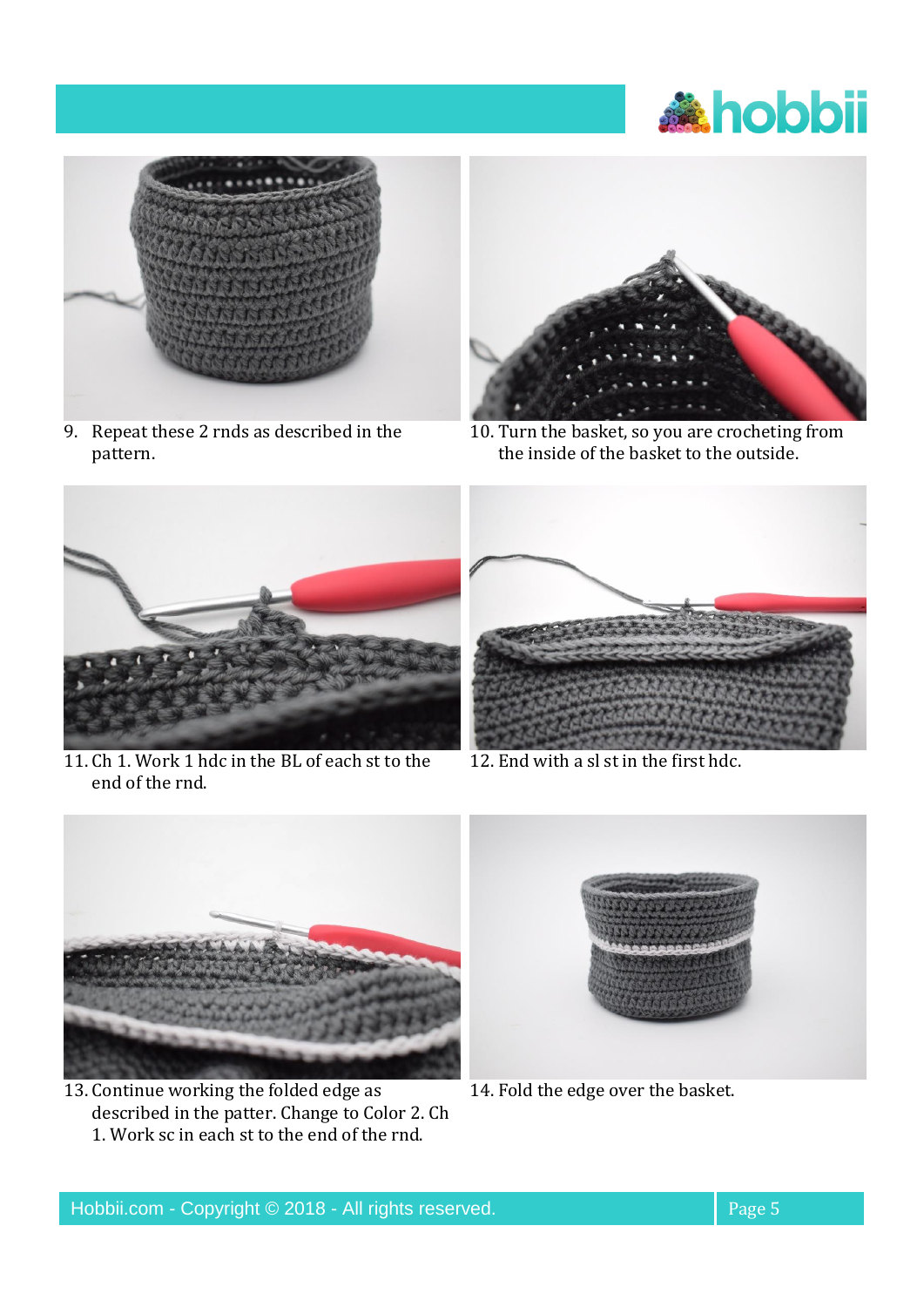9. Repeat these 2 rnds as described in the pattern.

10. Turn the basket, so you are crocheting from the inside of the basket to the outside.

11. Ch 1. Work 1 hdc in the BL of each st to the end of the rnd.

12. End with a sl st in the first hdc.

13. Continue working the folded edge as described in the patter. Change to Color 2. Ch 1. Work sc in each st to the end of the rnd.

14. Fold the edge over the basket.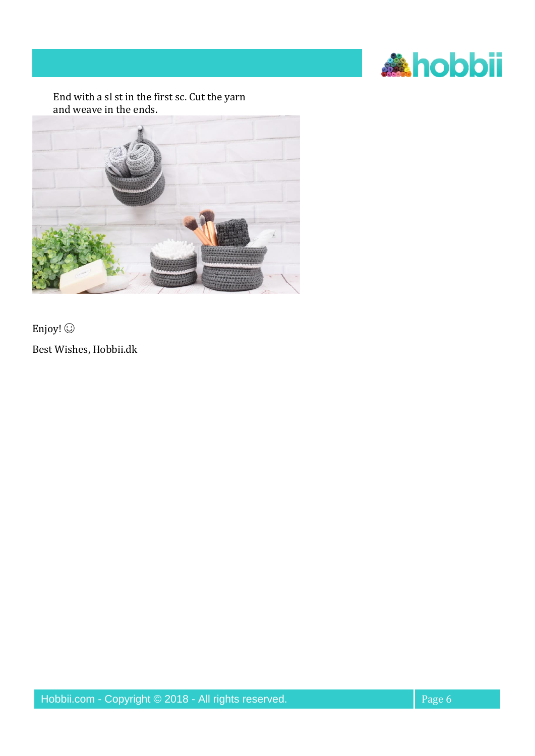End with a sl st in the first sc. Cut the yarn and weave in the ends.

Enjoy! ☺

Best Wishes, Hobbii.dk